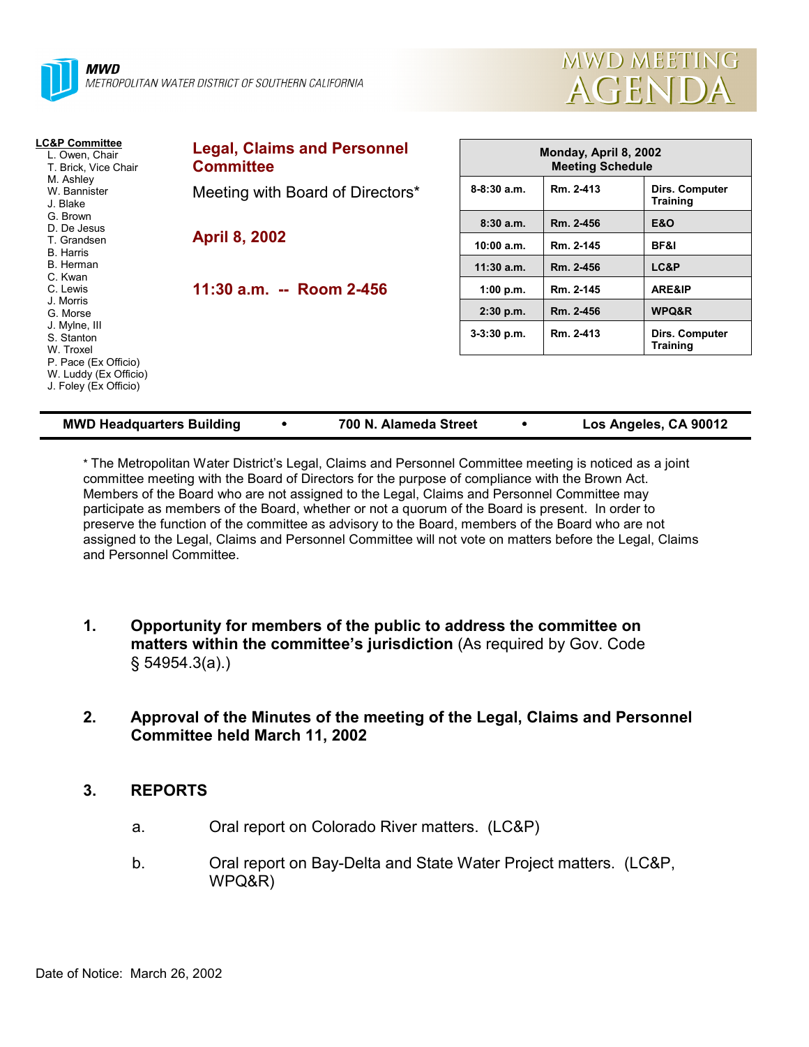**MWD**
*METROPOLITAN WATER DISTRICT OF SOUTHERN CALIFORNIA*

# MWD MEETING AGENDA

**LC&P Committee**
- L. Owen, Chair
- T. Brick, Vice Chair
- M. Ashley
- W. Bannister
- J. Blake
- G. Brown
- D. De Jesus
- T. Grandsen
- B. Harris
- B. Herman
- C. Kwan
- C. Lewis
- J. Morris
- G. Morse
- J. Mylne, III
- S. Stanton
- W. Troxel
- P. Pace (Ex Officio)
- W. Luddy (Ex Officio)
- J. Foley (Ex Officio)

## Legal, Claims and Personnel Committee

Meeting with Board of Directors*

**April 8, 2002**

**11:30 a.m. -- Room 2-456**

| Monday, April 8, 2002 Meeting Schedule | | |
|---|---|---|
| 8-8:30 a.m. | Rm. 2-413 | Dirs. Computer Training |
| 8:30 a.m. | Rm. 2-456 | E&O |
| 10:00 a.m. | Rm. 2-145 | BF&I |
| 11:30 a.m. | Rm. 2-456 | LC&P |
| 1:00 p.m. | Rm. 2-145 | ARE&IP |
| 2:30 p.m. | Rm. 2-456 | WPQ&R |
| 3-3:30 p.m. | Rm. 2-413 | Dirs. Computer Training |

**MWD Headquarters Building • 700 N. Alameda Street • Los Angeles, CA 90012**

* The Metropolitan Water District's Legal, Claims and Personnel Committee meeting is noticed as a joint committee meeting with the Board of Directors for the purpose of compliance with the Brown Act. Members of the Board who are not assigned to the Legal, Claims and Personnel Committee may participate as members of the Board, whether or not a quorum of the Board is present. In order to preserve the function of the committee as advisory to the Board, members of the Board who are not assigned to the Legal, Claims and Personnel Committee will not vote on matters before the Legal, Claims and Personnel Committee.

1. **Opportunity for members of the public to address the committee on matters within the committee's jurisdiction** (As required by Gov. Code § 54954.3(a).)

2. **Approval of the Minutes of the meeting of the Legal, Claims and Personnel Committee held March 11, 2002**

3. **REPORTS**

   a. Oral report on Colorado River matters. (LC&P)

   b. Oral report on Bay-Delta and State Water Project matters. (LC&P, WPQ&R)

Date of Notice: March 26, 2002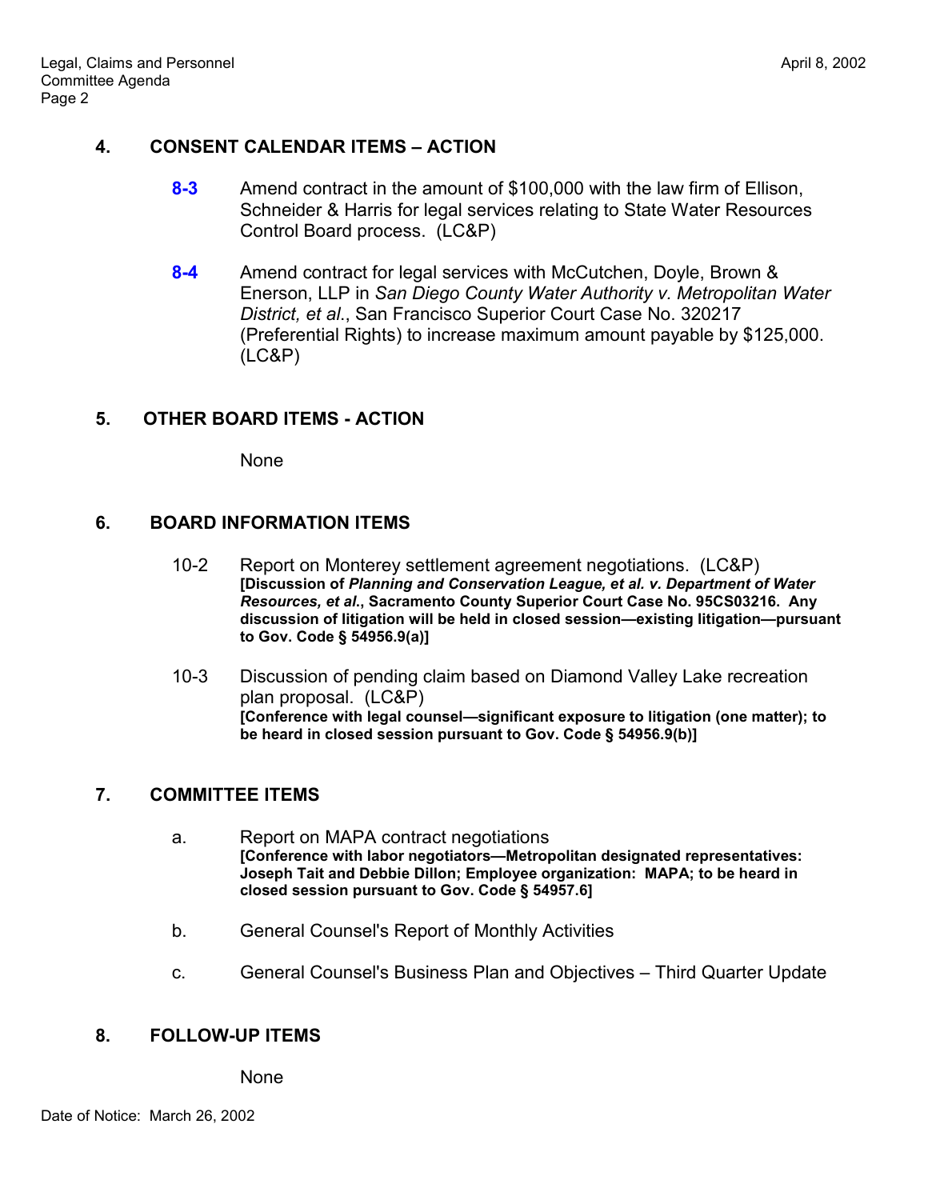## 4. CONSENT CALENDAR ITEMS – ACTION

**8-3** Amend contract in the amount of $100,000 with the law firm of Ellison, Schneider & Harris for legal services relating to State Water Resources Control Board process. (LC&P)

**8-4** Amend contract for legal services with McCutchen, Doyle, Brown & Enerson, LLP in *San Diego County Water Authority v. Metropolitan Water District, et al*., San Francisco Superior Court Case No. 320217 (Preferential Rights) to increase maximum amount payable by $125,000. (LC&P)

## 5. OTHER BOARD ITEMS - ACTION

None

## 6. BOARD INFORMATION ITEMS

10-2 Report on Monterey settlement agreement negotiations. (LC&P)
**[Discussion of *Planning and Conservation League, et al. v. Department of Water Resources, et al.*, Sacramento County Superior Court Case No. 95CS03216. Any discussion of litigation will be held in closed session—existing litigation—pursuant to Gov. Code § 54956.9(a)]**

10-3 Discussion of pending claim based on Diamond Valley Lake recreation plan proposal. (LC&P)
**[Conference with legal counsel—significant exposure to litigation (one matter); to be heard in closed session pursuant to Gov. Code § 54956.9(b)]**

## 7. COMMITTEE ITEMS

a. Report on MAPA contract negotiations
**[Conference with labor negotiators—Metropolitan designated representatives: Joseph Tait and Debbie Dillon; Employee organization: MAPA; to be heard in closed session pursuant to Gov. Code § 54957.6]**

b. General Counsel's Report of Monthly Activities

c. General Counsel's Business Plan and Objectives – Third Quarter Update

## 8. FOLLOW-UP ITEMS

None

Date of Notice: March 26, 2002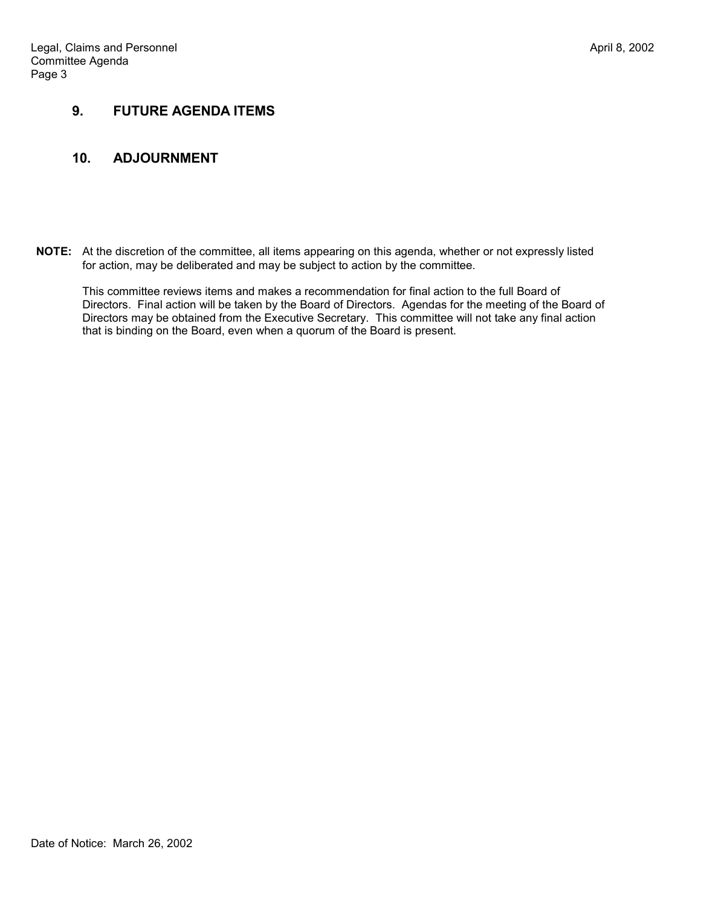## 9. FUTURE AGENDA ITEMS

## 10. ADJOURNMENT

**NOTE:** At the discretion of the committee, all items appearing on this agenda, whether or not expressly listed for action, may be deliberated and may be subject to action by the committee.

This committee reviews items and makes a recommendation for final action to the full Board of Directors. Final action will be taken by the Board of Directors. Agendas for the meeting of the Board of Directors may be obtained from the Executive Secretary. This committee will not take any final action that is binding on the Board, even when a quorum of the Board is present.

Date of Notice: March 26, 2002